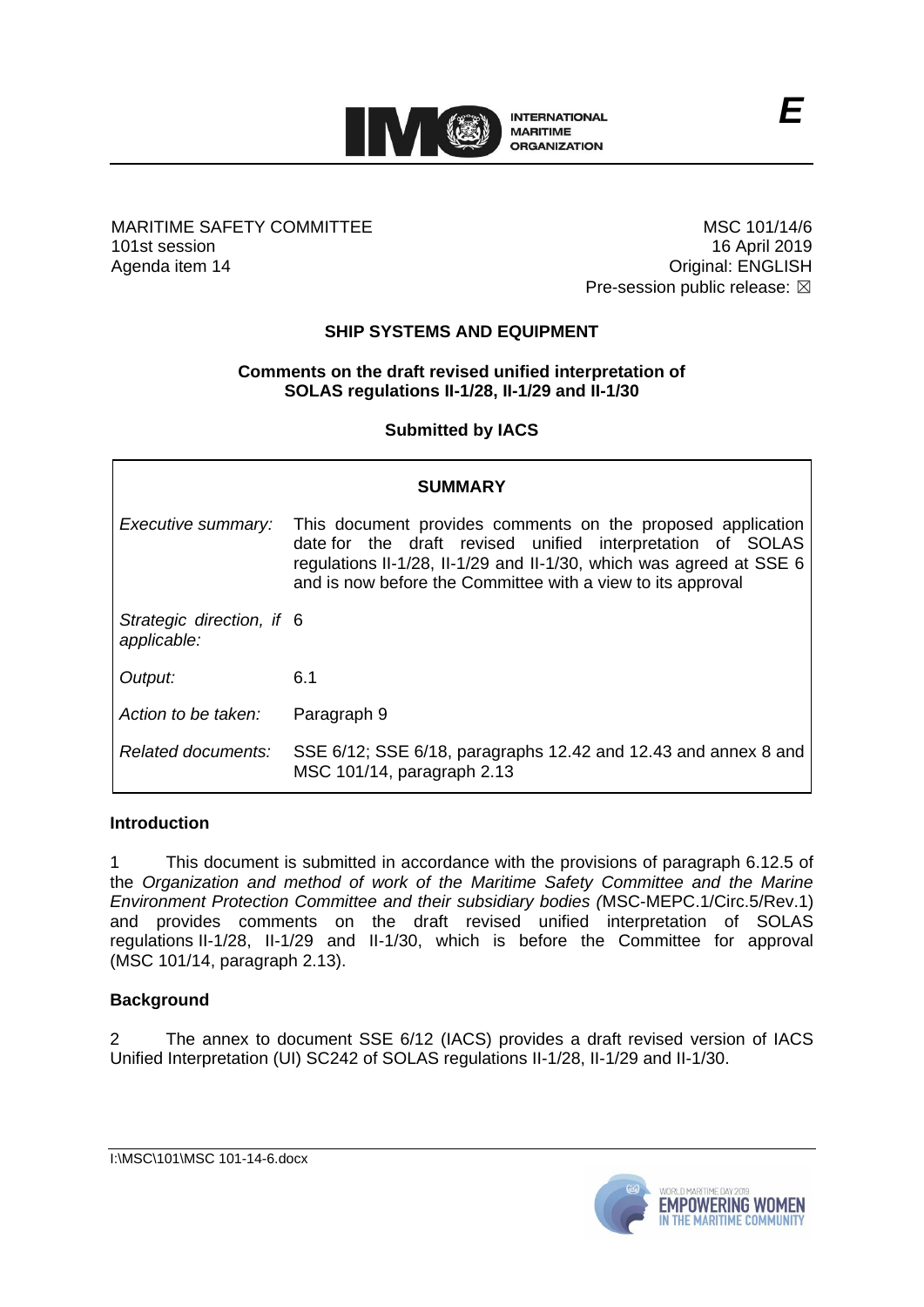**E**

MARITIME SAFETY COMMITTEE
101st session
Agenda item 14

MSC 101/14/6
16 April 2019
Original: ENGLISH
Pre-session public release: ☒

## SHIP SYSTEMS AND EQUIPMENT

### Comments on the draft revised unified interpretation of SOLAS regulations II-1/28, II-1/29 and II-1/30

**Submitted by IACS**

| **SUMMARY** | |
|---|---|
| *Executive summary:* | This document provides comments on the proposed application date for the draft revised unified interpretation of SOLAS regulations II-1/28, II-1/29 and II-1/30, which was agreed at SSE 6 and is now before the Committee with a view to its approval |
| *Strategic direction, if applicable:* | 6 |
| *Output:* | 6.1 |
| *Action to be taken:* | Paragraph 9 |
| *Related documents:* | SSE 6/12; SSE 6/18, paragraphs 12.42 and 12.43 and annex 8 and MSC 101/14, paragraph 2.13 |

**Introduction**

1 This document is submitted in accordance with the provisions of paragraph 6.12.5 of the *Organization and method of work of the Maritime Safety Committee and the Marine Environment Protection Committee and their subsidiary bodies (*MSC-MEPC.1/Circ.5/Rev.1) and provides comments on the draft revised unified interpretation of SOLAS regulations II-1/28, II-1/29 and II-1/30, which is before the Committee for approval (MSC 101/14, paragraph 2.13).

**Background**

2 The annex to document SSE 6/12 (IACS) provides a draft revised version of IACS Unified Interpretation (UI) SC242 of SOLAS regulations II-1/28, II-1/29 and II-1/30.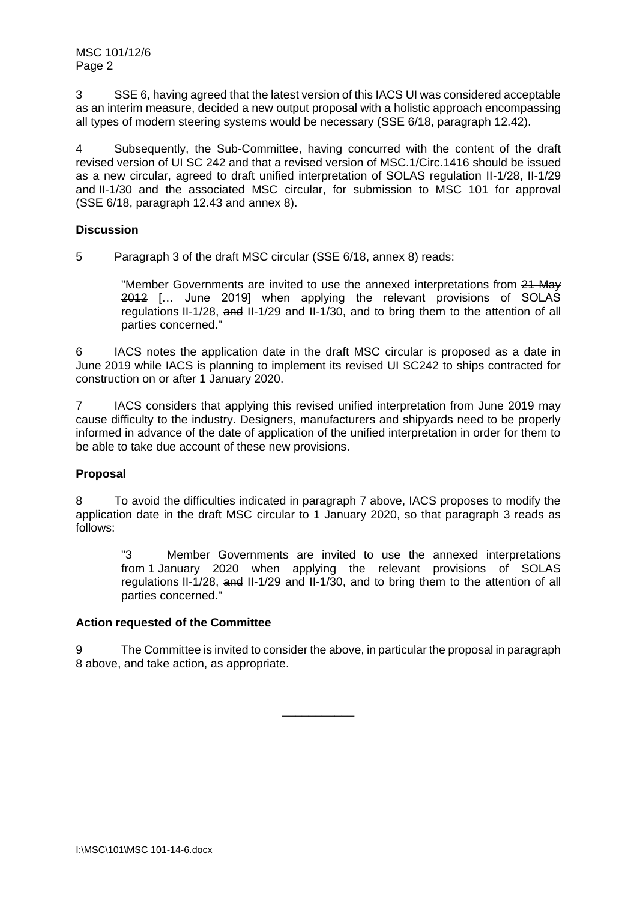3 SSE 6, having agreed that the latest version of this IACS UI was considered acceptable as an interim measure, decided a new output proposal with a holistic approach encompassing all types of modern steering systems would be necessary (SSE 6/18, paragraph 12.42).

4 Subsequently, the Sub-Committee, having concurred with the content of the draft revised version of UI SC 242 and that a revised version of MSC.1/Circ.1416 should be issued as a new circular, agreed to draft unified interpretation of SOLAS regulation II-1/28, II-1/29 and II-1/30 and the associated MSC circular, for submission to MSC 101 for approval (SSE 6/18, paragraph 12.43 and annex 8).

**Discussion**

5 Paragraph 3 of the draft MSC circular (SSE 6/18, annex 8) reads:

> "Member Governments are invited to use the annexed interpretations from ~~21 May 2012~~ [… June 2019] when applying the relevant provisions of SOLAS regulations II-1/28, ~~and~~ II-1/29 and II-1/30, and to bring them to the attention of all parties concerned."

6 IACS notes the application date in the draft MSC circular is proposed as a date in June 2019 while IACS is planning to implement its revised UI SC242 to ships contracted for construction on or after 1 January 2020.

7 IACS considers that applying this revised unified interpretation from June 2019 may cause difficulty to the industry. Designers, manufacturers and shipyards need to be properly informed in advance of the date of application of the unified interpretation in order for them to be able to take due account of these new provisions.

**Proposal**

8 To avoid the difficulties indicated in paragraph 7 above, IACS proposes to modify the application date in the draft MSC circular to 1 January 2020, so that paragraph 3 reads as follows:

> "3 Member Governments are invited to use the annexed interpretations from 1 January 2020 when applying the relevant provisions of SOLAS regulations II-1/28, ~~and~~ II-1/29 and II-1/30, and to bring them to the attention of all parties concerned."

**Action requested of the Committee**

9 The Committee is invited to consider the above, in particular the proposal in paragraph 8 above, and take action, as appropriate.

___________